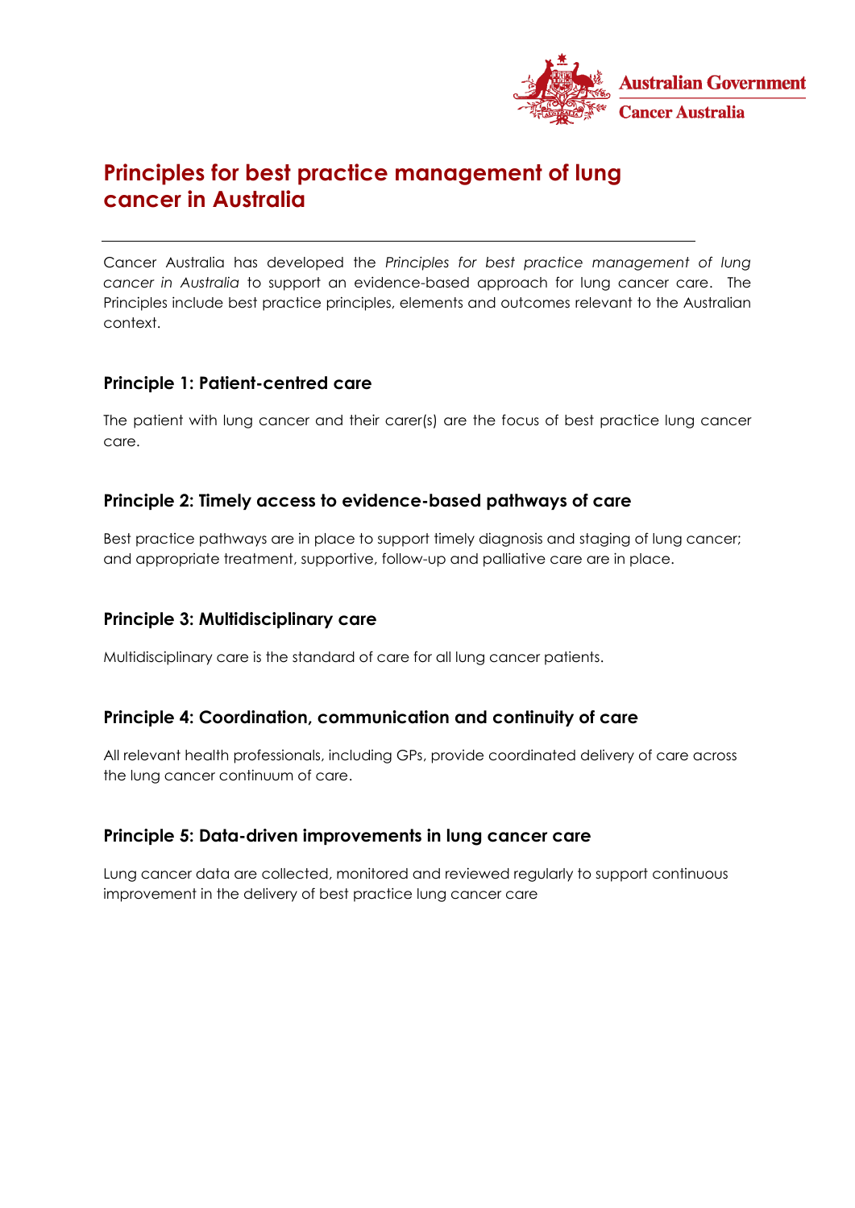Australian Government
Cancer Australia

# Principles for best practice management of lung cancer in Australia

---

Cancer Australia has developed the *Principles for best practice management of lung cancer in Australia* to support an evidence-based approach for lung cancer care. The Principles include best practice principles, elements and outcomes relevant to the Australian context.

### Principle 1: Patient-centred care

The patient with lung cancer and their carer(s) are the focus of best practice lung cancer care.

### Principle 2: Timely access to evidence-based pathways of care

Best practice pathways are in place to support timely diagnosis and staging of lung cancer; and appropriate treatment, supportive, follow-up and palliative care are in place.

### Principle 3: Multidisciplinary care

Multidisciplinary care is the standard of care for all lung cancer patients.

### Principle 4: Coordination, communication and continuity of care

All relevant health professionals, including GPs, provide coordinated delivery of care across the lung cancer continuum of care.

### Principle 5: Data-driven improvements in lung cancer care

Lung cancer data are collected, monitored and reviewed regularly to support continuous improvement in the delivery of best practice lung cancer care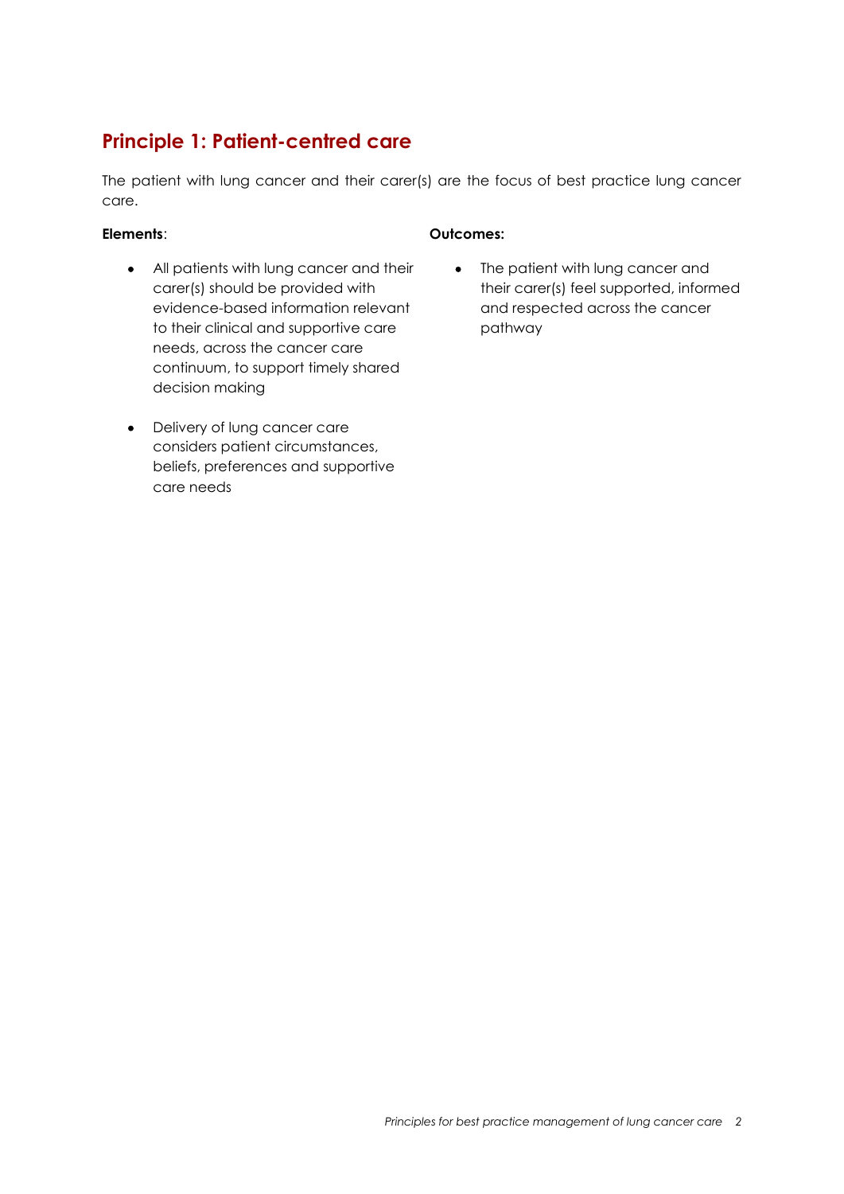## Principle 1: Patient-centred care

The patient with lung cancer and their carer(s) are the focus of best practice lung cancer care.

**Elements**:

- All patients with lung cancer and their carer(s) should be provided with evidence-based information relevant to their clinical and supportive care needs, across the cancer care continuum, to support timely shared decision making
- Delivery of lung cancer care considers patient circumstances, beliefs, preferences and supportive care needs

**Outcomes:**

- The patient with lung cancer and their carer(s) feel supported, informed and respected across the cancer pathway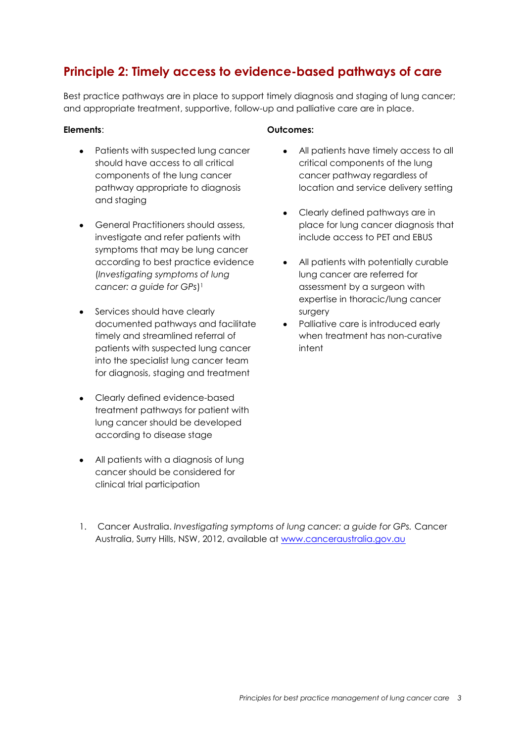## Principle 2: Timely access to evidence-based pathways of care

Best practice pathways are in place to support timely diagnosis and staging of lung cancer; and appropriate treatment, supportive, follow-up and palliative care are in place.

**Elements**:

- Patients with suspected lung cancer should have access to all critical components of the lung cancer pathway appropriate to diagnosis and staging
- General Practitioners should assess, investigate and refer patients with symptoms that may be lung cancer according to best practice evidence (*Investigating symptoms of lung cancer: a guide for GPs*)[1]
- Services should have clearly documented pathways and facilitate timely and streamlined referral of patients with suspected lung cancer into the specialist lung cancer team for diagnosis, staging and treatment
- Clearly defined evidence-based treatment pathways for patient with lung cancer should be developed according to disease stage
- All patients with a diagnosis of lung cancer should be considered for clinical trial participation

**Outcomes:**

- All patients have timely access to all critical components of the lung cancer pathway regardless of location and service delivery setting
- Clearly defined pathways are in place for lung cancer diagnosis that include access to PET and EBUS
- All patients with potentially curable lung cancer are referred for assessment by a surgeon with expertise in thoracic/lung cancer surgery
- Palliative care is introduced early when treatment has non-curative intent

1. Cancer Australia. *Investigating symptoms of lung cancer: a guide for GPs.* Cancer Australia, Surry Hills, NSW, 2012, available at [www.canceraustralia.gov.au](www.canceraustralia.gov.au)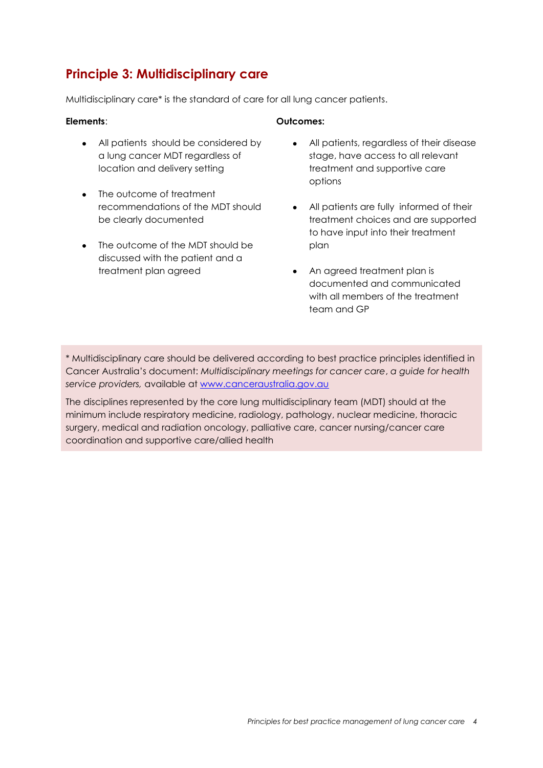## Principle 3: Multidisciplinary care

Multidisciplinary care* is the standard of care for all lung cancer patients.

**Elements**:

- All patients should be considered by a lung cancer MDT regardless of location and delivery setting
- The outcome of treatment recommendations of the MDT should be clearly documented
- The outcome of the MDT should be discussed with the patient and a treatment plan agreed

**Outcomes:**

- All patients, regardless of their disease stage, have access to all relevant treatment and supportive care options
- All patients are fully informed of their treatment choices and are supported to have input into their treatment plan
- An agreed treatment plan is documented and communicated with all members of the treatment team and GP

* Multidisciplinary care should be delivered according to best practice principles identified in Cancer Australia's document: *Multidisciplinary meetings for cancer care*, *a guide for health service providers,* available at [www.canceraustralia.gov.au](http://www.canceraustralia.gov.au)

The disciplines represented by the core lung multidisciplinary team (MDT) should at the minimum include respiratory medicine, radiology, pathology, nuclear medicine, thoracic surgery, medical and radiation oncology, palliative care, cancer nursing/cancer care coordination and supportive care/allied health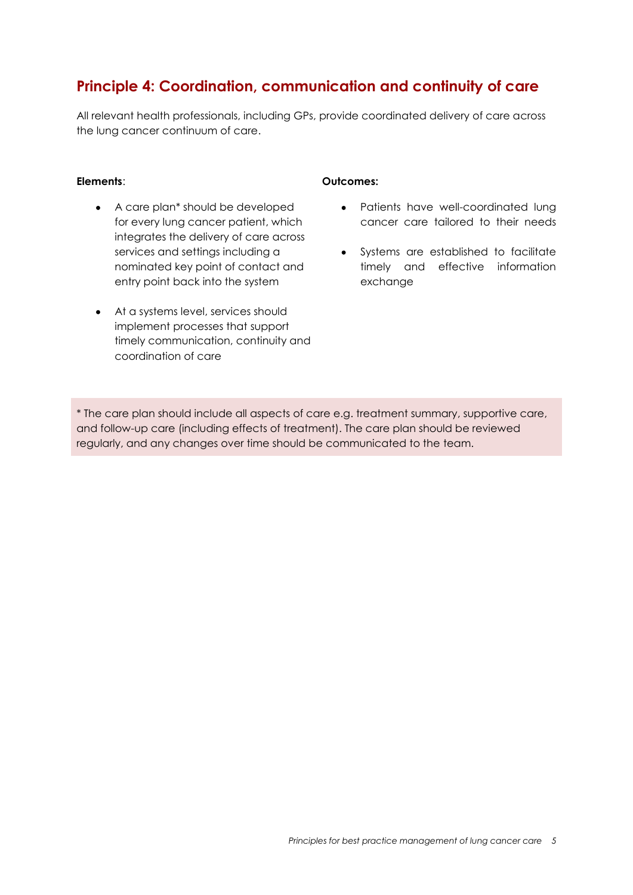## Principle 4: Coordination, communication and continuity of care

All relevant health professionals, including GPs, provide coordinated delivery of care across the lung cancer continuum of care.

**Elements**:

- A care plan* should be developed for every lung cancer patient, which integrates the delivery of care across services and settings including a nominated key point of contact and entry point back into the system
- At a systems level, services should implement processes that support timely communication, continuity and coordination of care

**Outcomes:**

- Patients have well-coordinated lung cancer care tailored to their needs
- Systems are established to facilitate timely and effective information exchange

* The care plan should include all aspects of care e.g. treatment summary, supportive care, and follow-up care (including effects of treatment). The care plan should be reviewed regularly, and any changes over time should be communicated to the team.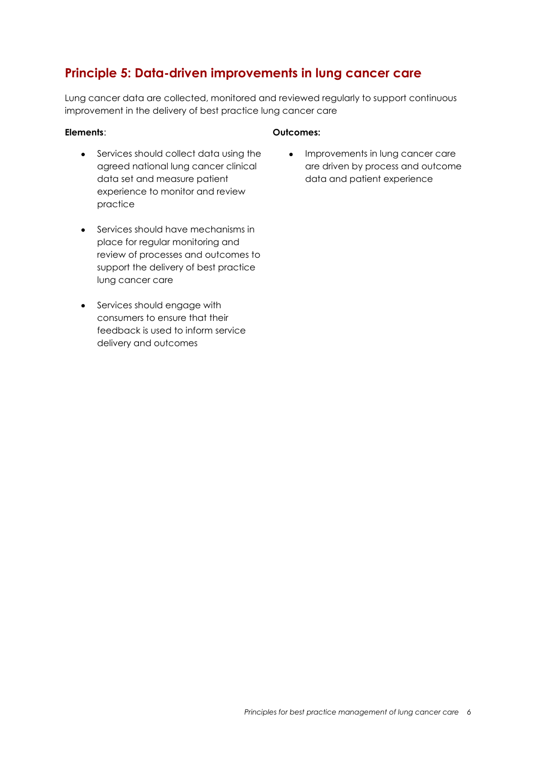## Principle 5: Data-driven improvements in lung cancer care

Lung cancer data are collected, monitored and reviewed regularly to support continuous improvement in the delivery of best practice lung cancer care

**Elements**:

- Services should collect data using the agreed national lung cancer clinical data set and measure patient experience to monitor and review practice
- Services should have mechanisms in place for regular monitoring and review of processes and outcomes to support the delivery of best practice lung cancer care
- Services should engage with consumers to ensure that their feedback is used to inform service delivery and outcomes

**Outcomes:**

- Improvements in lung cancer care are driven by process and outcome data and patient experience